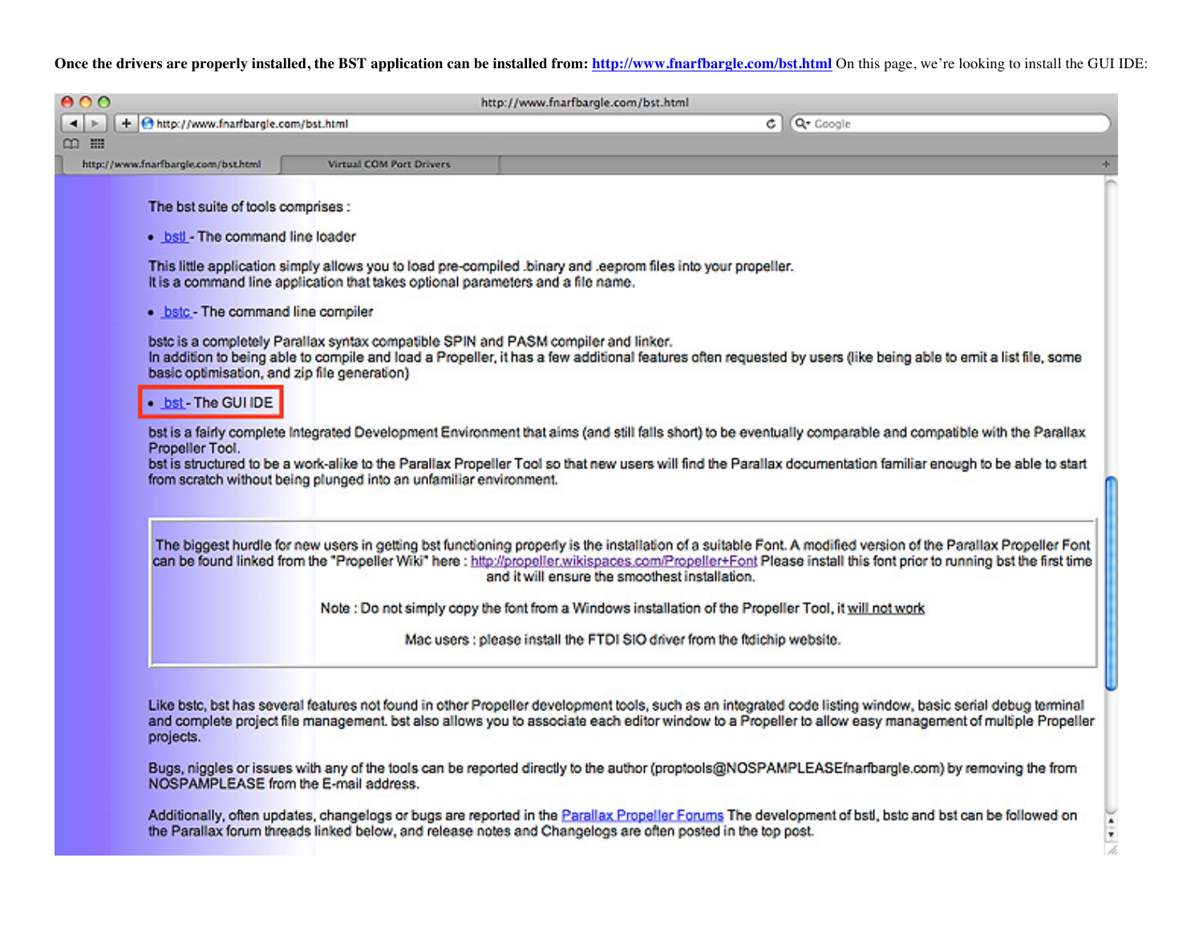**Once the drivers are properly installed, the BST application can be installed from: http://www.fnarfbargle.com/bst.html** On this page, we're looking to install the GUI IDE:

The bst suite of tools comprises :

- bstl - The command line loader

This little application simply allows you to load pre-compiled .binary and .eeprom files into your propeller.
It is a command line application that takes optional parameters and a file name.

- bstc - The command line compiler

bstc is a completely Parallax syntax compatible SPIN and PASM compiler and linker.
In addition to being able to compile and load a Propeller, it has a few additional features often requested by users (like being able to emit a list file, some basic optimisation, and zip file generation)

- bst - The GUI IDE

bst is a fairly complete Integrated Development Environment that aims (and still falls short) to be eventually comparable and compatible with the Parallax Propeller Tool.
bst is structured to be a work-alike to the Parallax Propeller Tool so that new users will find the Parallax documentation familiar enough to be able to start from scratch without being plunged into an unfamiliar environment.

The biggest hurdle for new users in getting bst functioning properly is the installation of a suitable Font. A modified version of the Parallax Propeller Font can be found linked from the "Propeller Wiki" here : http://propeller.wikispaces.com/Propeller+Font Please install this font prior to running bst the first time and it will ensure the smoothest installation.

Note : Do not simply copy the font from a Windows installation of the Propeller Tool, it will not work

Mac users : please install the FTDI SIO driver from the ftdichip website.

Like bstc, bst has several features not found in other Propeller development tools, such as an integrated code listing window, basic serial debug terminal and complete project file management. bst also allows you to associate each editor window to a Propeller to allow easy management of multiple Propeller projects.

Bugs, niggles or issues with any of the tools can be reported directly to the author (proptools@NOSPAMPLEASEfnarfbargle.com) by removing the from NOSPAMPLEASE from the E-mail address.

Additionally, often updates, changelogs or bugs are reported in the Parallax Propeller Forums The development of bstl, bstc and bst can be followed on the Parallax forum threads linked below, and release notes and Changelogs are often posted in the top post.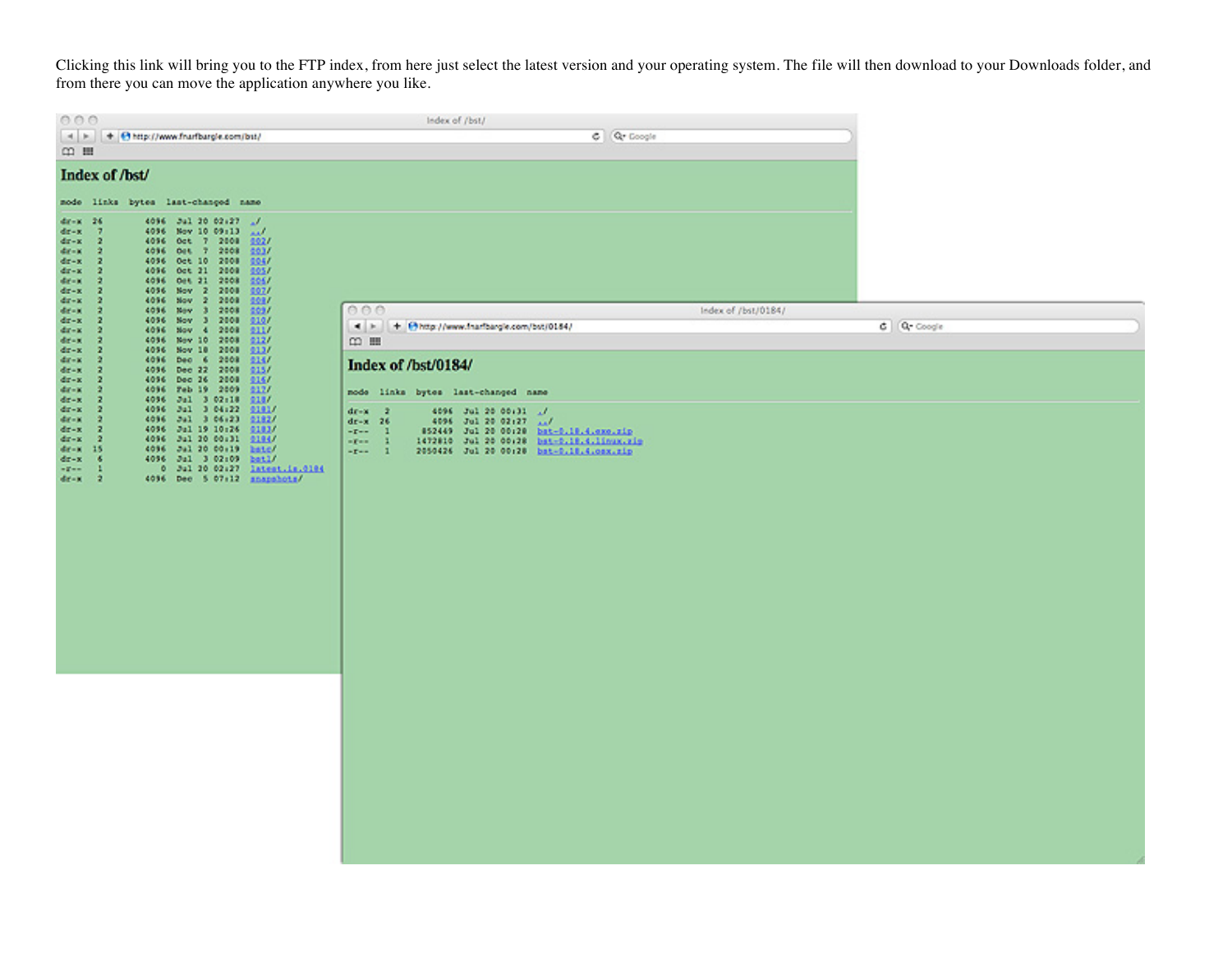Clicking this link will bring you to the FTP index, from here just select the latest version and your operating system. The file will then download to your Downloads folder, and from there you can move the application anywhere you like.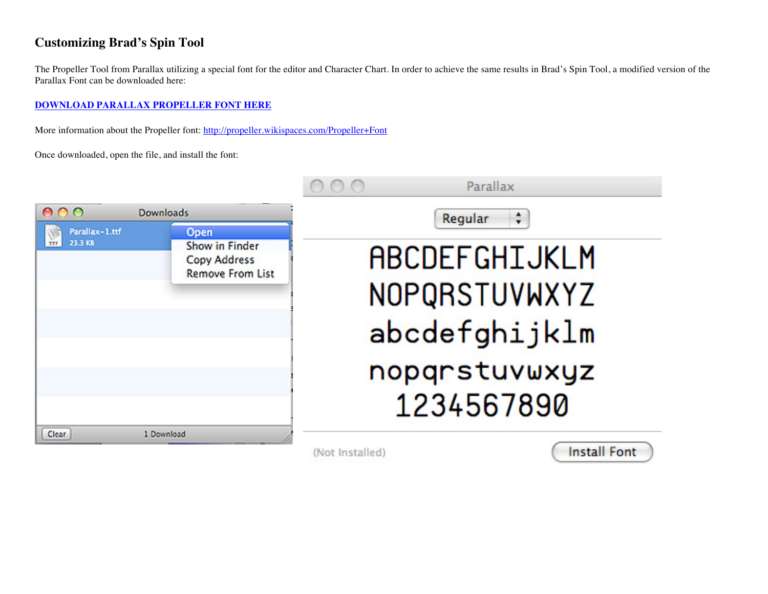## Customizing Brad's Spin Tool

The Propeller Tool from Parallax utilizing a special font for the editor and Character Chart. In order to achieve the same results in Brad's Spin Tool, a modified version of the Parallax Font can be downloaded here:

**DOWNLOAD PARALLAX PROPELLER FONT HERE**

More information about the Propeller font: http://propeller.wikispaces.com/Propeller+Font

Once downloaded, open the file, and install the font: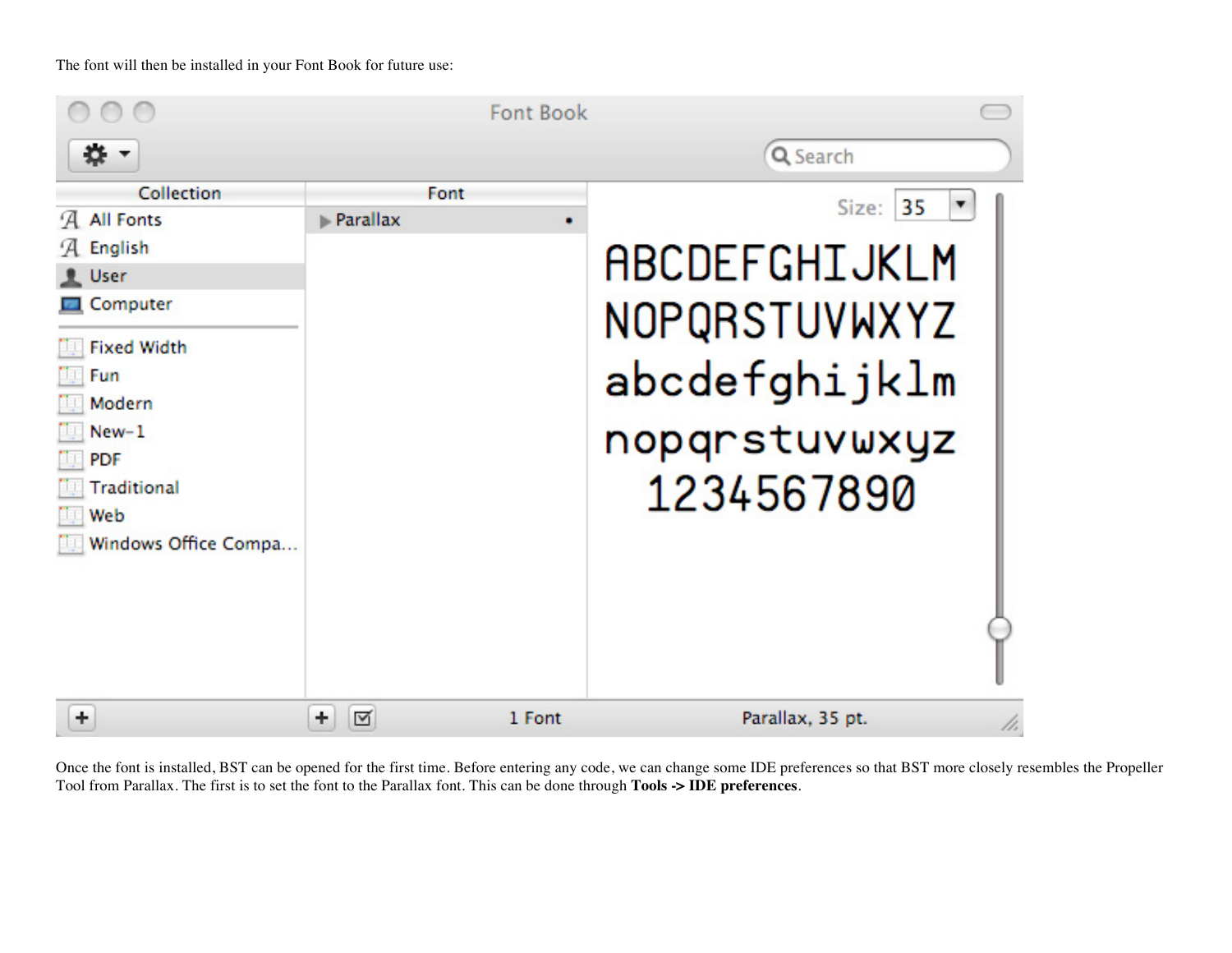The font will then be installed in your Font Book for future use:

Once the font is installed, BST can be opened for the first time. Before entering any code, we can change some IDE preferences so that BST more closely resembles the Propeller Tool from Parallax. The first is to set the font to the Parallax font. This can be done through **Tools -> IDE preferences**.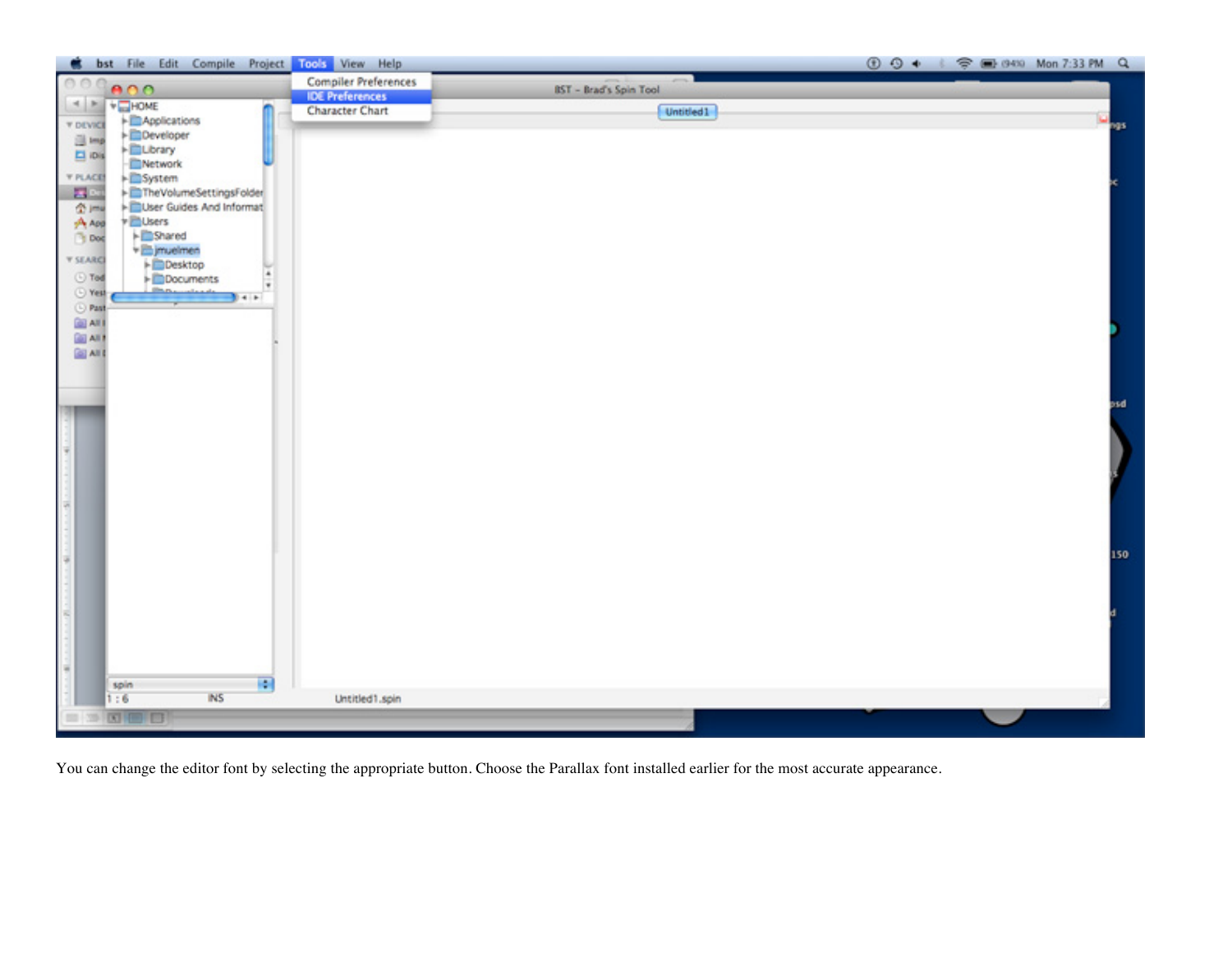You can change the editor font by selecting the appropriate button. Choose the Parallax font installed earlier for the most accurate appearance.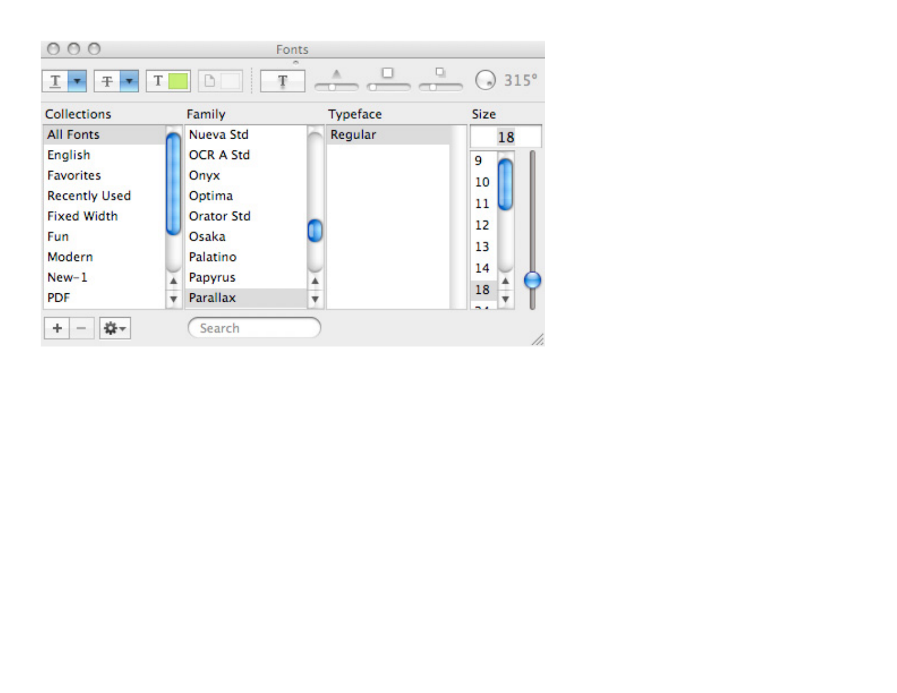Fonts

315°

| Collections | Family | Typeface | Size |
| --- | --- | --- | --- |
| All Fonts | Nueva Std | Regular | 18 |
| English | OCR A Std | | 9 |
| Favorites | Onyx | | 10 |
| Recently Used | Optima | | 11 |
| Fixed Width | Orator Std | | 12 |
| Fun | Osaka | | 13 |
| Modern | Palatino | | 14 |
| New-1 | Papyrus | | 18 |
| PDF | Parallax | | |

Search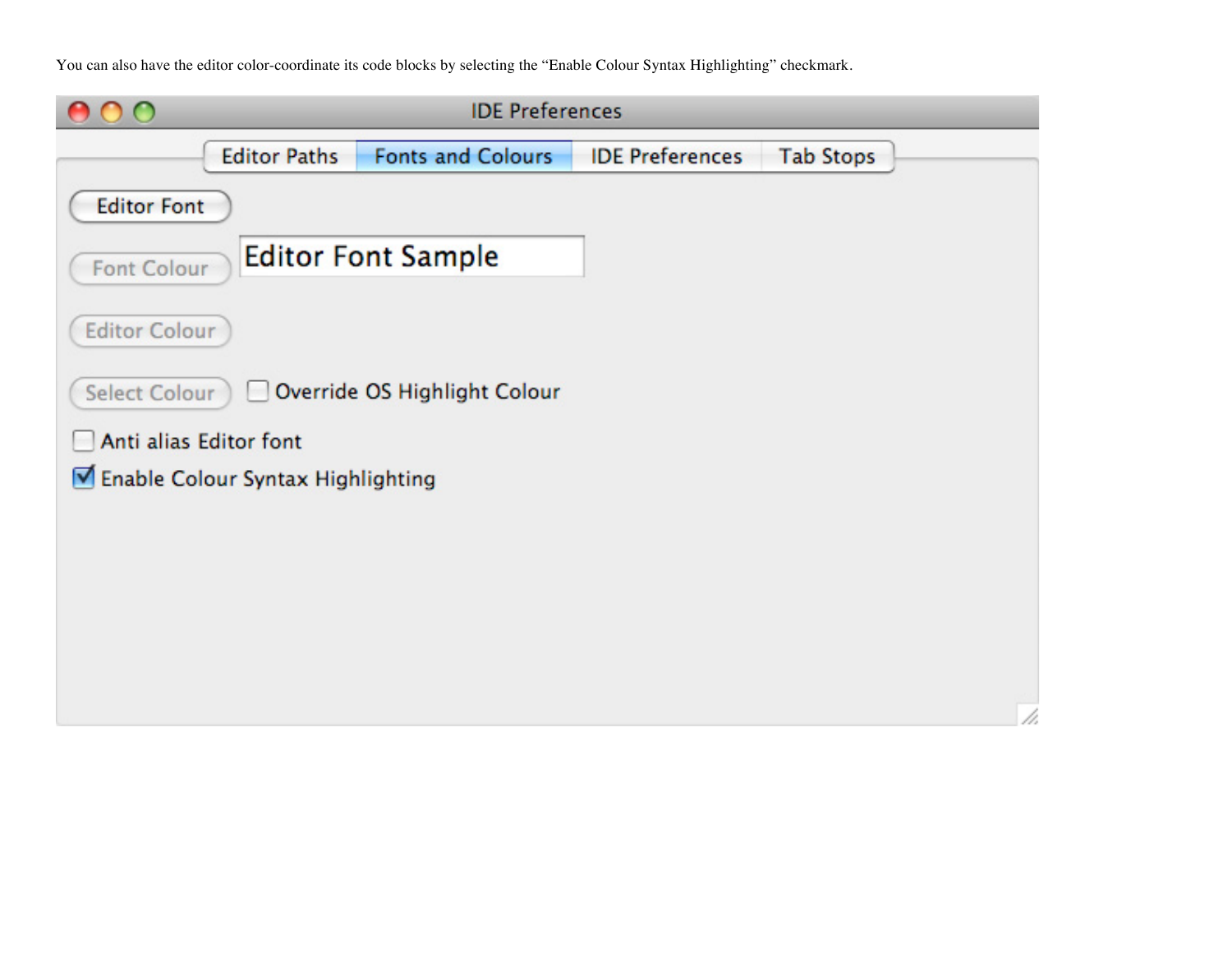You can also have the editor color-coordinate its code blocks by selecting the “Enable Colour Syntax Highlighting” checkmark.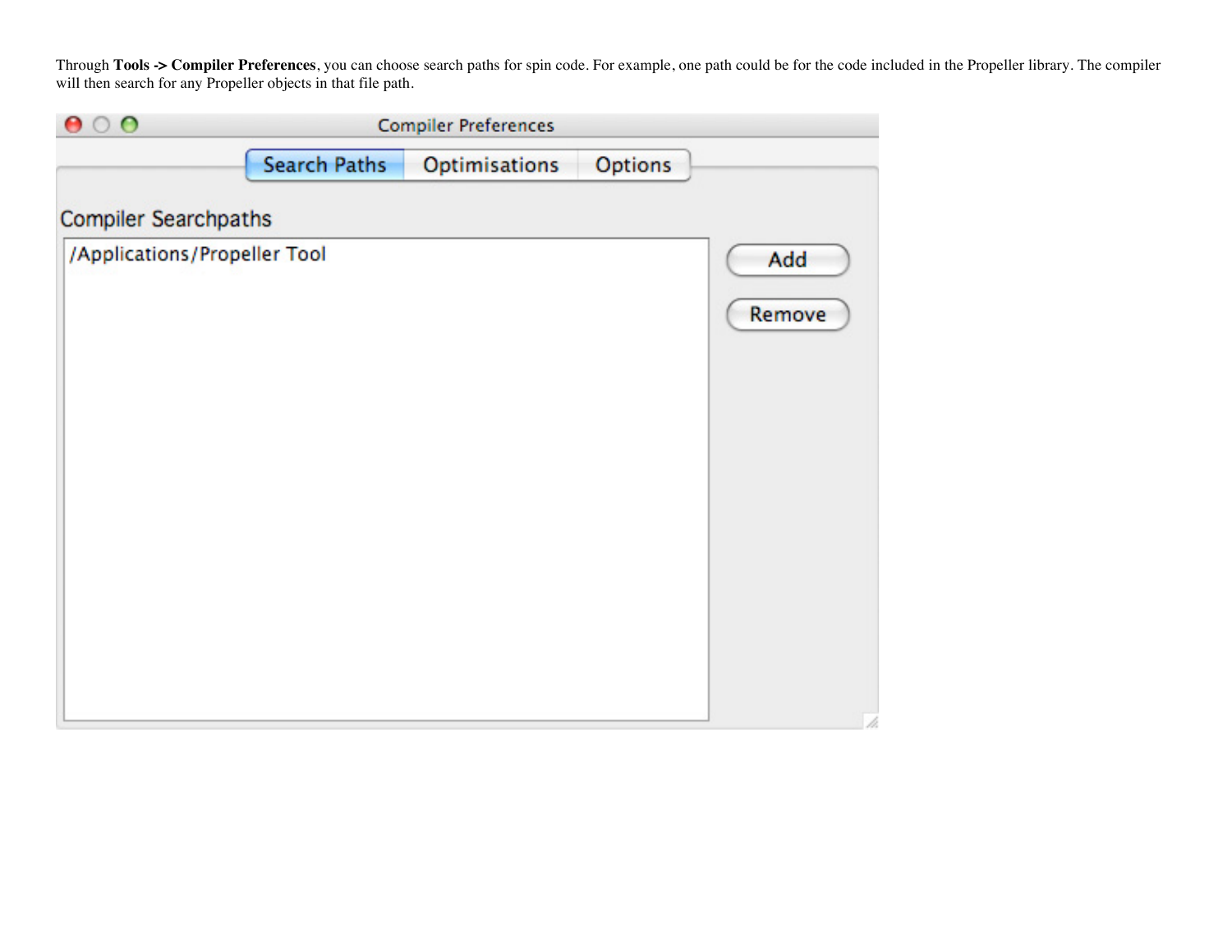Through **Tools -> Compiler Preferences**, you can choose search paths for spin code. For example, one path could be for the code included in the Propeller library. The compiler will then search for any Propeller objects in that file path.

Compiler Preferences

Search Paths    Optimisations    Options

Compiler Searchpaths

/Applications/Propeller Tool

Add

Remove